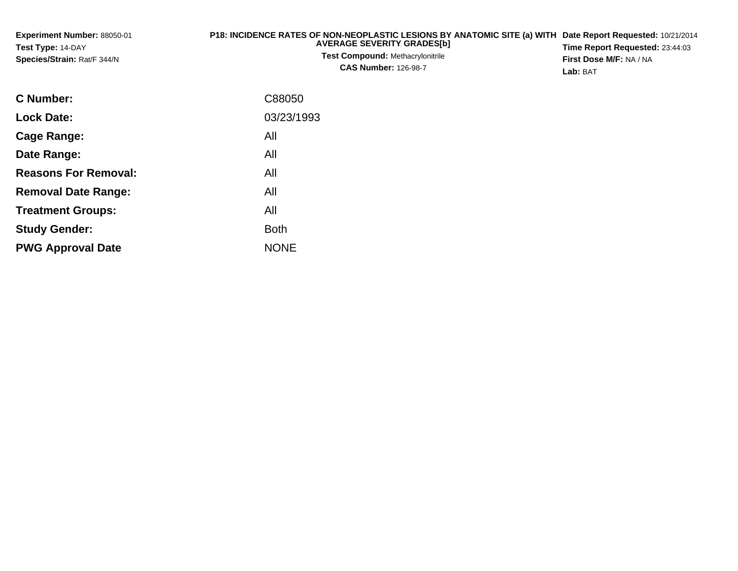**Experiment Number:** 88050-01
**Test Type:** 14-DAY
**Species/Strain:** Rat/F 344/N

**P18: INCIDENCE RATES OF NON-NEOPLASTIC LESIONS BY ANATOMIC SITE (a) WITH AVERAGE SEVERITY GRADES[b]**
**Test Compound:** Methacrylonitrile
**CAS Number:** 126-98-7

**Date Report Requested:** 10/21/2014
**Time Report Requested:** 23:44:03
**First Dose M/F:** NA / NA
**Lab:** BAT

| | |
|---|---|
| **C Number:** | C88050 |
| **Lock Date:** | 03/23/1993 |
| **Cage Range:** | All |
| **Date Range:** | All |
| **Reasons For Removal:** | All |
| **Removal Date Range:** | All |
| **Treatment Groups:** | All |
| **Study Gender:** | Both |
| **PWG Approval Date** | NONE |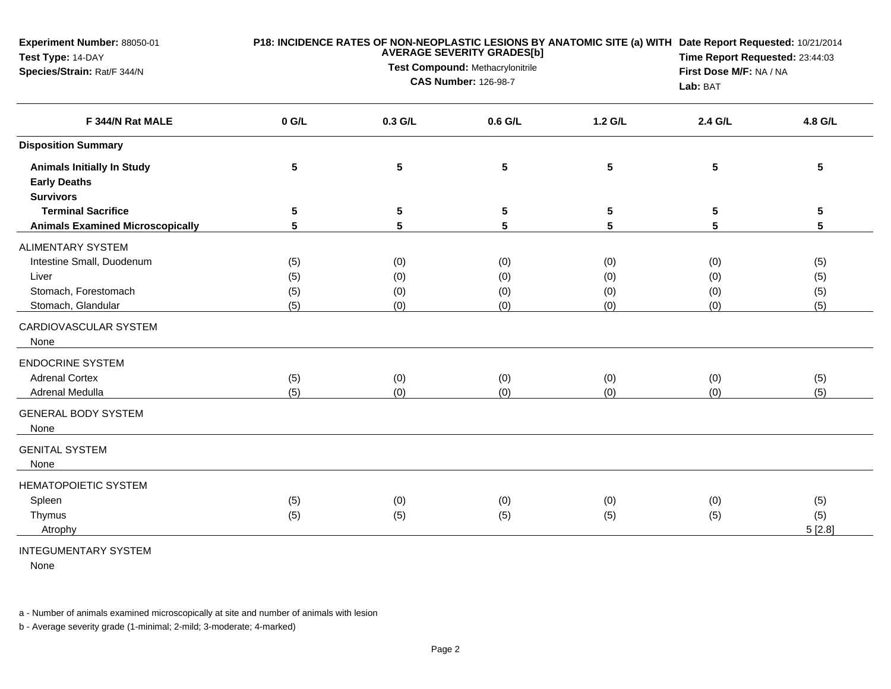**Experiment Number:** 88050-01
**Test Type:** 14-DAY
**Species/Strain:** Rat/F 344/N

**P18: INCIDENCE RATES OF NON-NEOPLASTIC LESIONS BY ANATOMIC SITE (a) WITH AVERAGE SEVERITY GRADES[b]**
**Test Compound:** Methacrylonitrile
**CAS Number:** 126-98-7

**Date Report Requested:** 10/21/2014
**Time Report Requested:** 23:44:03
**First Dose M/F:** NA / NA
**Lab:** BAT

| F 344/N Rat MALE | 0 G/L | 0.3 G/L | 0.6 G/L | 1.2 G/L | 2.4 G/L | 4.8 G/L |
|---|---|---|---|---|---|---|
| **Disposition Summary** | | | | | | |
| **Animals Initially In Study** | 5 | 5 | 5 | 5 | 5 | 5 |
| **Early Deaths** | | | | | | |
| **Survivors** | | | | | | |
| **Terminal Sacrifice** | 5 | 5 | 5 | 5 | 5 | 5 |
| **Animals Examined Microscopically** | 5 | 5 | 5 | 5 | 5 | 5 |
| ALIMENTARY SYSTEM | | | | | | |
| Intestine Small, Duodenum | (5) | (0) | (0) | (0) | (0) | (5) |
| Liver | (5) | (0) | (0) | (0) | (0) | (5) |
| Stomach, Forestomach | (5) | (0) | (0) | (0) | (0) | (5) |
| Stomach, Glandular | (5) | (0) | (0) | (0) | (0) | (5) |
| CARDIOVASCULAR SYSTEM | | | | | | |
| None | | | | | | |
| ENDOCRINE SYSTEM | | | | | | |
| Adrenal Cortex | (5) | (0) | (0) | (0) | (0) | (5) |
| Adrenal Medulla | (5) | (0) | (0) | (0) | (0) | (5) |
| GENERAL BODY SYSTEM | | | | | | |
| None | | | | | | |
| GENITAL SYSTEM | | | | | | |
| None | | | | | | |
| HEMATOPOIETIC SYSTEM | | | | | | |
| Spleen | (5) | (0) | (0) | (0) | (0) | (5) |
| Thymus | (5) | (5) | (5) | (5) | (5) | (5) |
| Atrophy | | | | | | 5 [2.8] |
| INTEGUMENTARY SYSTEM | | | | | | |
| None | | | | | | |

a - Number of animals examined microscopically at site and number of animals with lesion

b - Average severity grade (1-minimal; 2-mild; 3-moderate; 4-marked)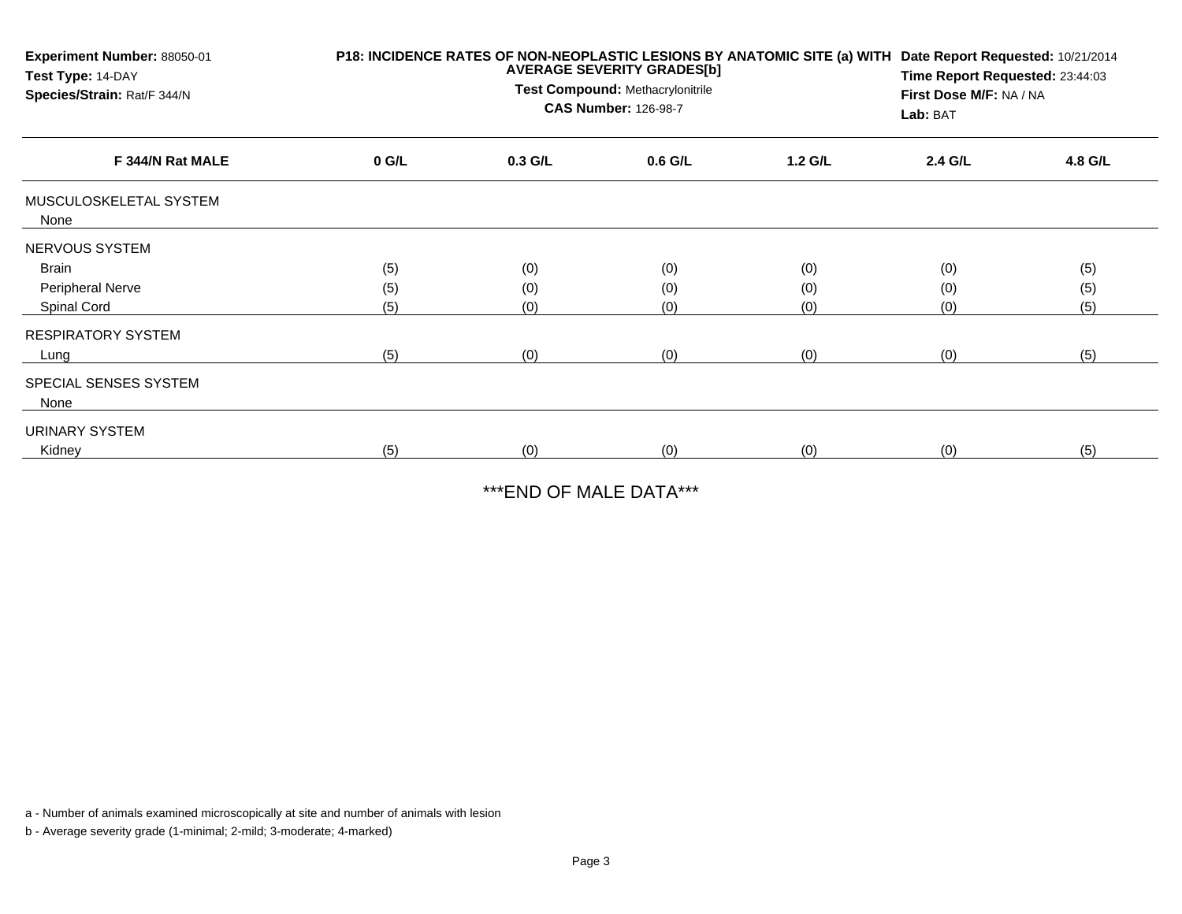**Experiment Number:** 88050-01
**Test Type:** 14-DAY
**Species/Strain:** Rat/F 344/N

**P18: INCIDENCE RATES OF NON-NEOPLASTIC LESIONS BY ANATOMIC SITE (a) WITH AVERAGE SEVERITY GRADES[b]**
**Test Compound:** Methacrylonitrile
**CAS Number:** 126-98-7

**Date Report Requested:** 10/21/2014
**Time Report Requested:** 23:44:03
**First Dose M/F:** NA / NA
**Lab:** BAT

| F 344/N Rat MALE | 0 G/L | 0.3 G/L | 0.6 G/L | 1.2 G/L | 2.4 G/L | 4.8 G/L |
|---|---|---|---|---|---|---|
| MUSCULOSKELETAL SYSTEM | | | | | | |
| None | | | | | | |
| NERVOUS SYSTEM | | | | | | |
| Brain | (5) | (0) | (0) | (0) | (0) | (5) |
| Peripheral Nerve | (5) | (0) | (0) | (0) | (0) | (5) |
| Spinal Cord | (5) | (0) | (0) | (0) | (0) | (5) |
| RESPIRATORY SYSTEM | | | | | | |
| Lung | (5) | (0) | (0) | (0) | (0) | (5) |
| SPECIAL SENSES SYSTEM | | | | | | |
| None | | | | | | |
| URINARY SYSTEM | | | | | | |
| Kidney | (5) | (0) | (0) | (0) | (0) | (5) |

***END OF MALE DATA***

a - Number of animals examined microscopically at site and number of animals with lesion

b - Average severity grade (1-minimal; 2-mild; 3-moderate; 4-marked)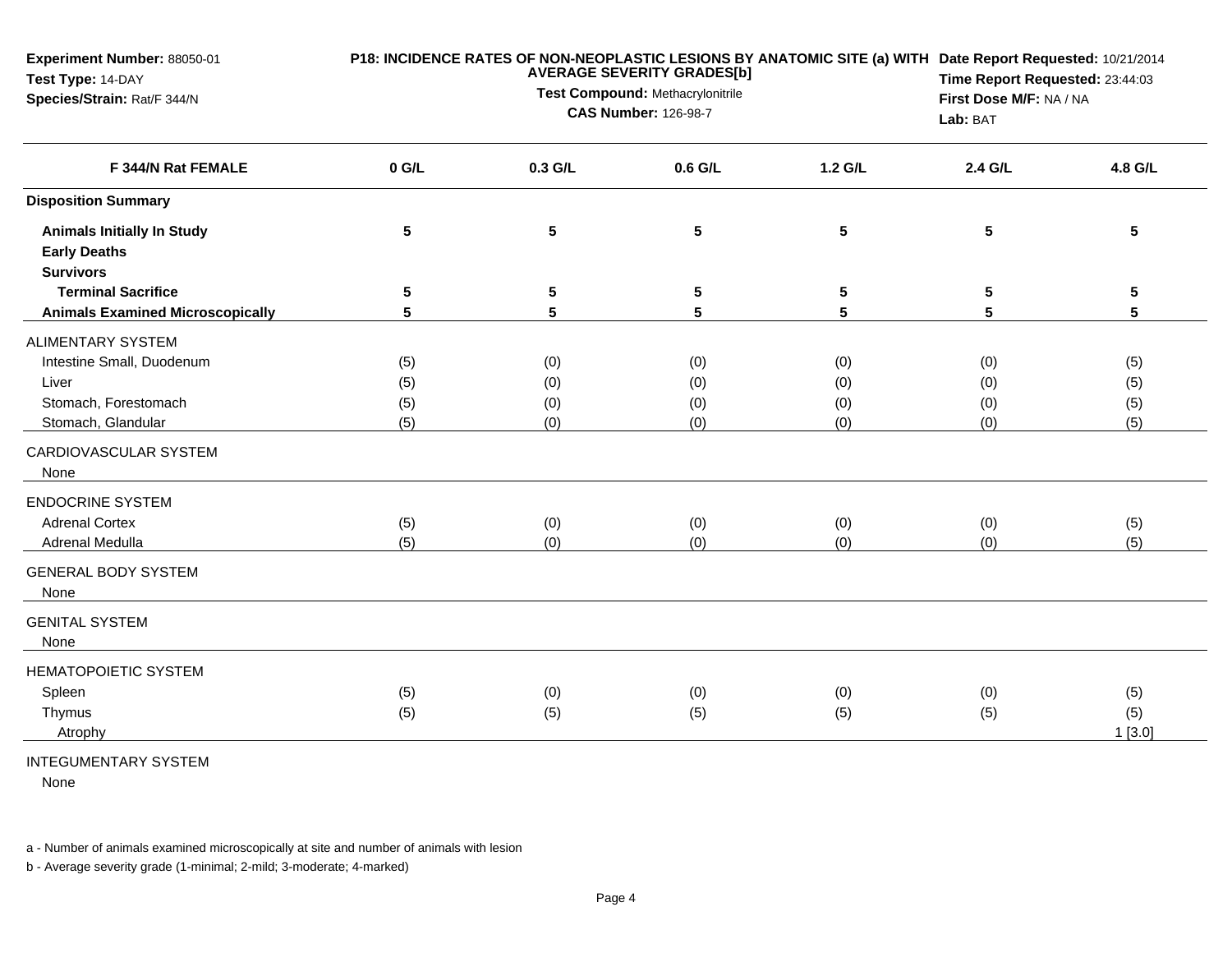**Experiment Number:** 88050-01
**Test Type:** 14-DAY
**Species/Strain:** Rat/F 344/N

**P18: INCIDENCE RATES OF NON-NEOPLASTIC LESIONS BY ANATOMIC SITE (a) WITH AVERAGE SEVERITY GRADES[b]**
**Test Compound:** Methacrylonitrile
**CAS Number:** 126-98-7

**Date Report Requested:** 10/21/2014
**Time Report Requested:** 23:44:03
**First Dose M/F:** NA / NA
**Lab:** BAT

| F 344/N Rat FEMALE | 0 G/L | 0.3 G/L | 0.6 G/L | 1.2 G/L | 2.4 G/L | 4.8 G/L |
|---|---|---|---|---|---|---|
| **Disposition Summary** | | | | | | |
| **Animals Initially In Study** | 5 | 5 | 5 | 5 | 5 | 5 |
| **Early Deaths** | | | | | | |
| **Survivors** | | | | | | |
| **Terminal Sacrifice** | 5 | 5 | 5 | 5 | 5 | 5 |
| **Animals Examined Microscopically** | 5 | 5 | 5 | 5 | 5 | 5 |
| ALIMENTARY SYSTEM | | | | | | |
| Intestine Small, Duodenum | (5) | (0) | (0) | (0) | (0) | (5) |
| Liver | (5) | (0) | (0) | (0) | (0) | (5) |
| Stomach, Forestomach | (5) | (0) | (0) | (0) | (0) | (5) |
| Stomach, Glandular | (5) | (0) | (0) | (0) | (0) | (5) |
| CARDIOVASCULAR SYSTEM | | | | | | |
| None | | | | | | |
| ENDOCRINE SYSTEM | | | | | | |
| Adrenal Cortex | (5) | (0) | (0) | (0) | (0) | (5) |
| Adrenal Medulla | (5) | (0) | (0) | (0) | (0) | (5) |
| GENERAL BODY SYSTEM | | | | | | |
| None | | | | | | |
| GENITAL SYSTEM | | | | | | |
| None | | | | | | |
| HEMATOPOIETIC SYSTEM | | | | | | |
| Spleen | (5) | (0) | (0) | (0) | (0) | (5) |
| Thymus | (5) | (5) | (5) | (5) | (5) | (5) |
| Atrophy | | | | | | 1 [3.0] |
| INTEGUMENTARY SYSTEM | | | | | | |
| None | | | | | | |

a - Number of animals examined microscopically at site and number of animals with lesion

b - Average severity grade (1-minimal; 2-mild; 3-moderate; 4-marked)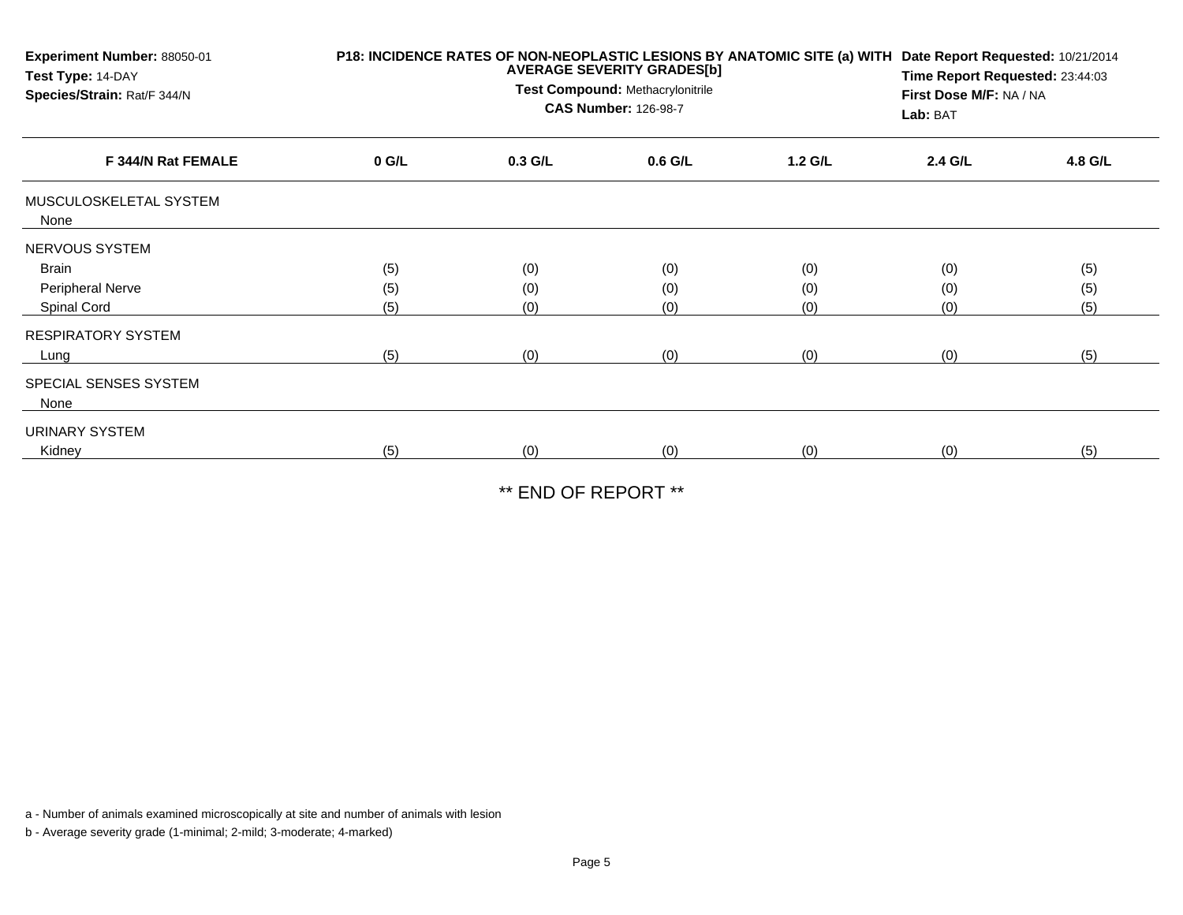**Experiment Number:** 88050-01
**Test Type:** 14-DAY
**Species/Strain:** Rat/F 344/N

**P18: INCIDENCE RATES OF NON-NEOPLASTIC LESIONS BY ANATOMIC SITE (a) WITH AVERAGE SEVERITY GRADES[b]**
**Test Compound:** Methacrylonitrile
**CAS Number:** 126-98-7

**Date Report Requested:** 10/21/2014
**Time Report Requested:** 23:44:03
**First Dose M/F:** NA / NA
**Lab:** BAT

| F 344/N Rat FEMALE | 0 G/L | 0.3 G/L | 0.6 G/L | 1.2 G/L | 2.4 G/L | 4.8 G/L |
|---|---|---|---|---|---|---|
| MUSCULOSKELETAL SYSTEM | | | | | | |
| None | | | | | | |
| NERVOUS SYSTEM | | | | | | |
| Brain | (5) | (0) | (0) | (0) | (0) | (5) |
| Peripheral Nerve | (5) | (0) | (0) | (0) | (0) | (5) |
| Spinal Cord | (5) | (0) | (0) | (0) | (0) | (5) |
| RESPIRATORY SYSTEM | | | | | | |
| Lung | (5) | (0) | (0) | (0) | (0) | (5) |
| SPECIAL SENSES SYSTEM | | | | | | |
| None | | | | | | |
| URINARY SYSTEM | | | | | | |
| Kidney | (5) | (0) | (0) | (0) | (0) | (5) |

** END OF REPORT **

a - Number of animals examined microscopically at site and number of animals with lesion

b - Average severity grade (1-minimal; 2-mild; 3-moderate; 4-marked)